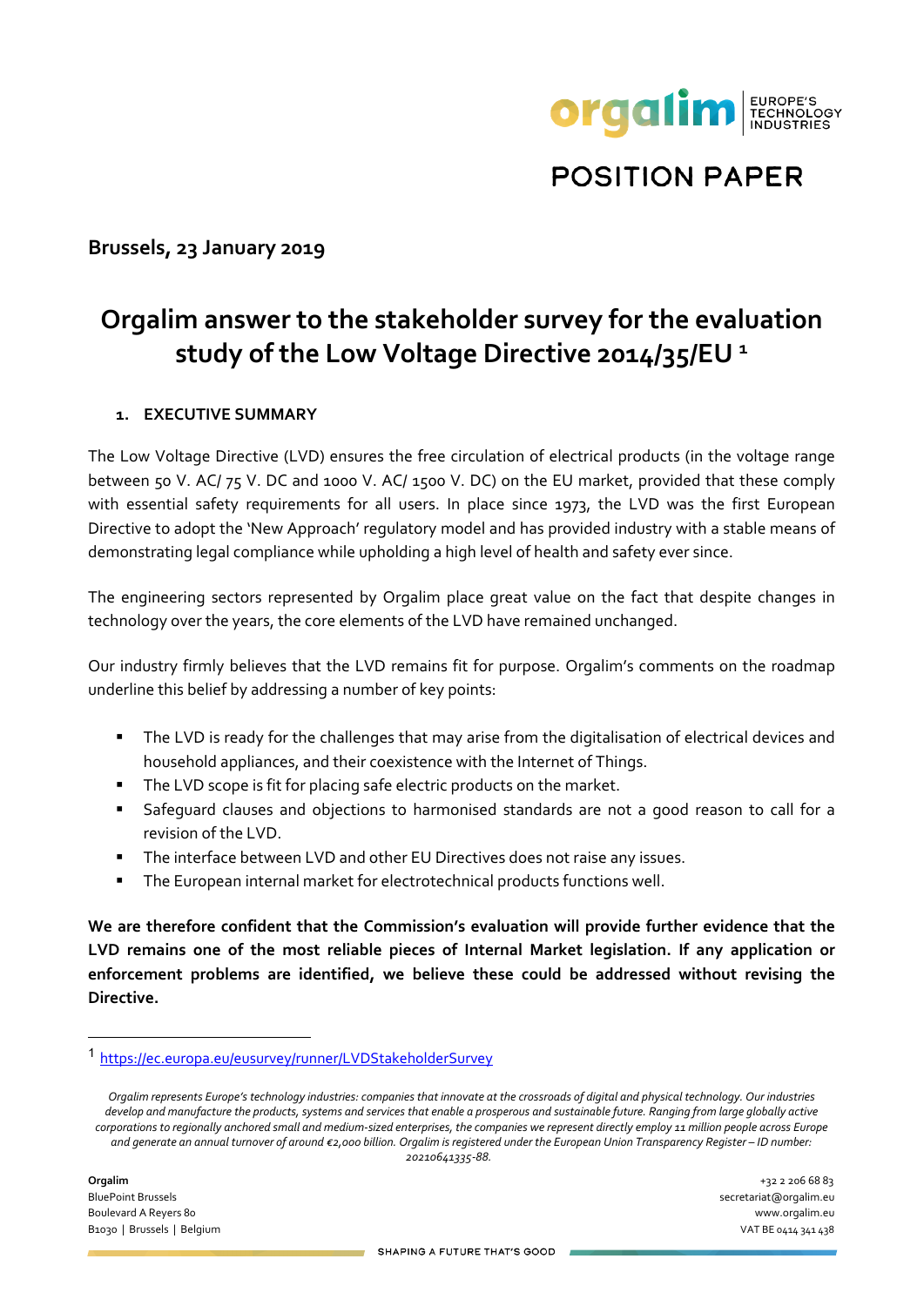# POSITION PAPER

**Brussels, 23 January 2019**

# Orgalim answer to the stakeholder survey for the evaluation study of the Low Voltage Directive 2014/35/EU [1]

## 1. EXECUTIVE SUMMARY

The Low Voltage Directive (LVD) ensures the free circulation of electrical products (in the voltage range between 50 V. AC/ 75 V. DC and 1000 V. AC/ 1500 V. DC) on the EU market, provided that these comply with essential safety requirements for all users. In place since 1973, the LVD was the first European Directive to adopt the 'New Approach' regulatory model and has provided industry with a stable means of demonstrating legal compliance while upholding a high level of health and safety ever since.

The engineering sectors represented by Orgalim place great value on the fact that despite changes in technology over the years, the core elements of the LVD have remained unchanged.

Our industry firmly believes that the LVD remains fit for purpose. Orgalim's comments on the roadmap underline this belief by addressing a number of key points:

- The LVD is ready for the challenges that may arise from the digitalisation of electrical devices and household appliances, and their coexistence with the Internet of Things.
- The LVD scope is fit for placing safe electric products on the market.
- Safeguard clauses and objections to harmonised standards are not a good reason to call for a revision of the LVD.
- The interface between LVD and other EU Directives does not raise any issues.
- The European internal market for electrotechnical products functions well.

**We are therefore confident that the Commission's evaluation will provide further evidence that the LVD remains one of the most reliable pieces of Internal Market legislation. If any application or enforcement problems are identified, we believe these could be addressed without revising the Directive.**

[1] https://ec.europa.eu/eusurvey/runner/LVDStakeholderSurvey

*Orgalim represents Europe's technology industries: companies that innovate at the crossroads of digital and physical technology. Our industries develop and manufacture the products, systems and services that enable a prosperous and sustainable future. Ranging from large globally active corporations to regionally anchored small and medium-sized enterprises, the companies we represent directly employ 11 million people across Europe and generate an annual turnover of around €2,000 billion. Orgalim is registered under the European Union Transparency Register – ID number: 20210641335-88.*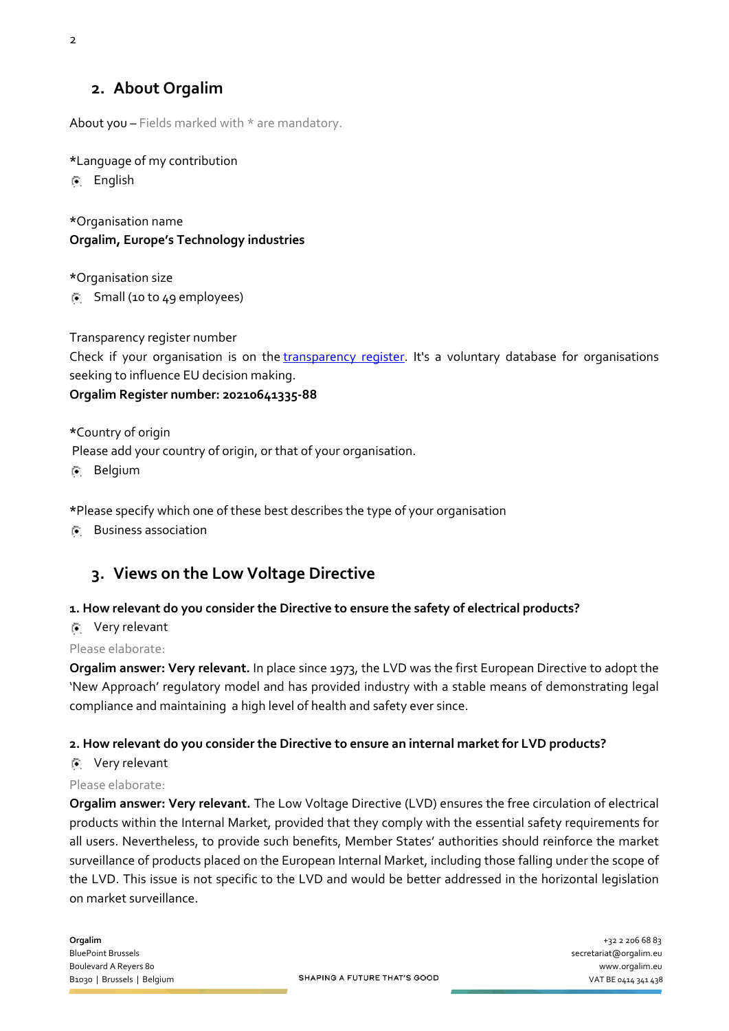## 2. About Orgalim

About you – Fields marked with * are mandatory.

*Language of my contribution

- English

*Organisation name

**Orgalim, Europe's Technology industries**

*Organisation size

- Small (10 to 49 employees)

Transparency register number

Check if your organisation is on the transparency register. It's a voluntary database for organisations seeking to influence EU decision making.

**Orgalim Register number: 20210641335-88**

*Country of origin

Please add your country of origin, or that of your organisation.

- Belgium

*Please specify which one of these best describes the type of your organisation

- Business association

## 3. Views on the Low Voltage Directive

**1. How relevant do you consider the Directive to ensure the safety of electrical products?**

- Very relevant

Please elaborate:

**Orgalim answer: Very relevant.** In place since 1973, the LVD was the first European Directive to adopt the 'New Approach' regulatory model and has provided industry with a stable means of demonstrating legal compliance and maintaining a high level of health and safety ever since.

**2. How relevant do you consider the Directive to ensure an internal market for LVD products?**

- Very relevant

Please elaborate:

**Orgalim answer: Very relevant.** The Low Voltage Directive (LVD) ensures the free circulation of electrical products within the Internal Market, provided that they comply with the essential safety requirements for all users. Nevertheless, to provide such benefits, Member States' authorities should reinforce the market surveillance of products placed on the European Internal Market, including those falling under the scope of the LVD. This issue is not specific to the LVD and would be better addressed in the horizontal legislation on market surveillance.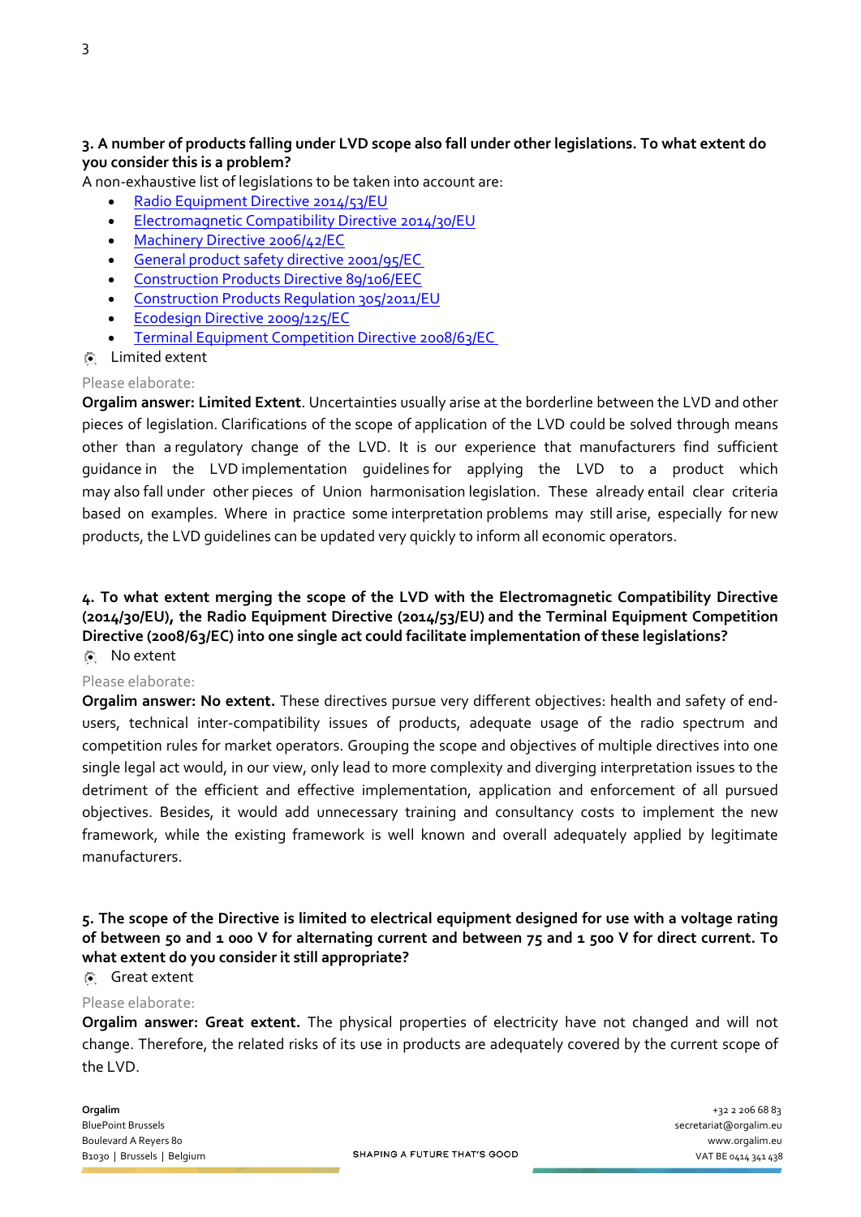**3. A number of products falling under LVD scope also fall under other legislations. To what extent do you consider this is a problem?**

A non-exhaustive list of legislations to be taken into account are:

- Radio Equipment Directive 2014/53/EU
- Electromagnetic Compatibility Directive 2014/30/EU
- Machinery Directive 2006/42/EC
- General product safety directive 2001/95/EC
- Construction Products Directive 89/106/EEC
- Construction Products Regulation 305/2011/EU
- Ecodesign Directive 2009/125/EC
- Terminal Equipment Competition Directive 2008/63/EC

(•) Limited extent

Please elaborate:

**Orgalim answer: Limited Extent**. Uncertainties usually arise at the borderline between the LVD and other pieces of legislation. Clarifications of the scope of application of the LVD could be solved through means other than a regulatory change of the LVD. It is our experience that manufacturers find sufficient guidance in the LVD implementation guidelines for applying the LVD to a product which may also fall under other pieces of Union harmonisation legislation. These already entail clear criteria based on examples. Where in practice some interpretation problems may still arise, especially for new products, the LVD guidelines can be updated very quickly to inform all economic operators.

**4. To what extent merging the scope of the LVD with the Electromagnetic Compatibility Directive (2014/30/EU), the Radio Equipment Directive (2014/53/EU) and the Terminal Equipment Competition Directive (2008/63/EC) into one single act could facilitate implementation of these legislations?**

(•) No extent

Please elaborate:

**Orgalim answer: No extent.** These directives pursue very different objectives: health and safety of end-users, technical inter-compatibility issues of products, adequate usage of the radio spectrum and competition rules for market operators. Grouping the scope and objectives of multiple directives into one single legal act would, in our view, only lead to more complexity and diverging interpretation issues to the detriment of the efficient and effective implementation, application and enforcement of all pursued objectives. Besides, it would add unnecessary training and consultancy costs to implement the new framework, while the existing framework is well known and overall adequately applied by legitimate manufacturers.

**5. The scope of the Directive is limited to electrical equipment designed for use with a voltage rating of between 50 and 1 000 V for alternating current and between 75 and 1 500 V for direct current. To what extent do you consider it still appropriate?**

(•) Great extent

Please elaborate:

**Orgalim answer: Great extent.** The physical properties of electricity have not changed and will not change. Therefore, the related risks of its use in products are adequately covered by the current scope of the LVD.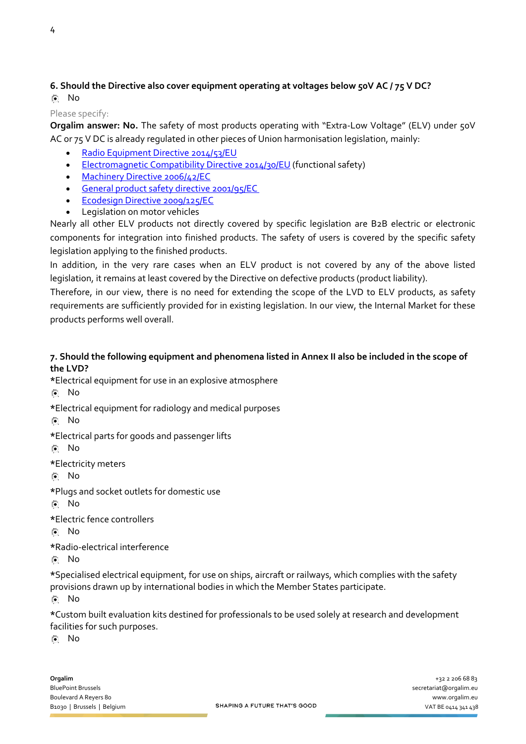**6. Should the Directive also cover equipment operating at voltages below 50V AC / 75 V DC?**

◉ No

Please specify:

**Orgalim answer: No.** The safety of most products operating with "Extra-Low Voltage" (ELV) under 50V AC or 75 V DC is already regulated in other pieces of Union harmonisation legislation, mainly:

- Radio Equipment Directive 2014/53/EU
- Electromagnetic Compatibility Directive 2014/30/EU (functional safety)
- Machinery Directive 2006/42/EC
- General product safety directive 2001/95/EC
- Ecodesign Directive 2009/125/EC
- Legislation on motor vehicles

Nearly all other ELV products not directly covered by specific legislation are B2B electric or electronic components for integration into finished products. The safety of users is covered by the specific safety legislation applying to the finished products.

In addition, in the very rare cases when an ELV product is not covered by any of the above listed legislation, it remains at least covered by the Directive on defective products (product liability).

Therefore, in our view, there is no need for extending the scope of the LVD to ELV products, as safety requirements are sufficiently provided for in existing legislation. In our view, the Internal Market for these products performs well overall.

**7. Should the following equipment and phenomena listed in Annex II also be included in the scope of the LVD?**

*Electrical equipment for use in an explosive atmosphere

◉ No

*Electrical equipment for radiology and medical purposes

◉ No

*Electrical parts for goods and passenger lifts

◉ No

*Electricity meters

◉ No

*Plugs and socket outlets for domestic use

◉ No

*Electric fence controllers

◉ No

*Radio-electrical interference

◉ No

*Specialised electrical equipment, for use on ships, aircraft or railways, which complies with the safety provisions drawn up by international bodies in which the Member States participate.

◉ No

*Custom built evaluation kits destined for professionals to be used solely at research and development facilities for such purposes.

◉ No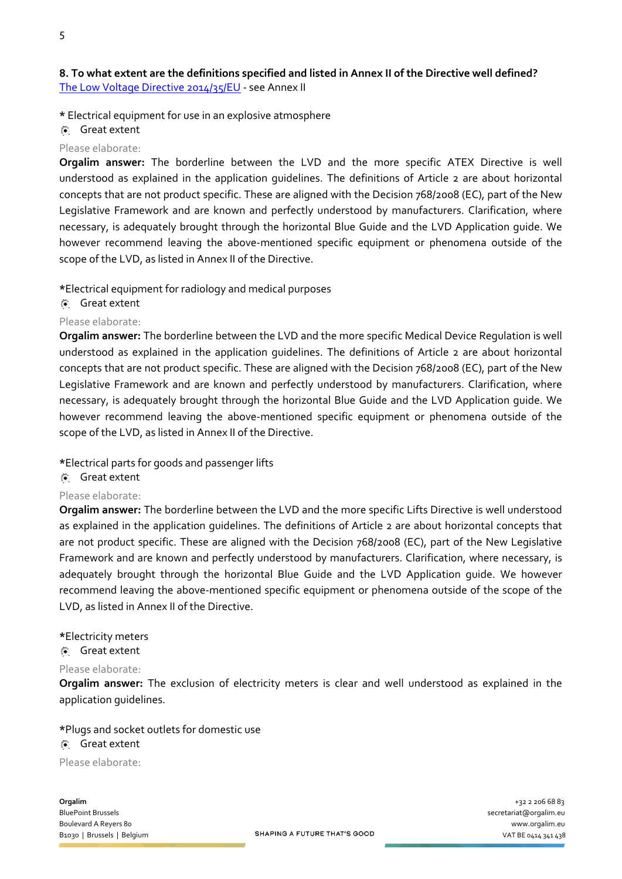**8. To what extent are the definitions specified and listed in Annex II of the Directive well defined?**
[The Low Voltage Directive 2014/35/EU](#) - see Annex II

* Electrical equipment for use in an explosive atmosphere

(•) Great extent

Please elaborate:

**Orgalim answer:** The borderline between the LVD and the more specific ATEX Directive is well understood as explained in the application guidelines. The definitions of Article 2 are about horizontal concepts that are not product specific. These are aligned with the Decision 768/2008 (EC), part of the New Legislative Framework and are known and perfectly understood by manufacturers. Clarification, where necessary, is adequately brought through the horizontal Blue Guide and the LVD Application guide. We however recommend leaving the above-mentioned specific equipment or phenomena outside of the scope of the LVD, as listed in Annex II of the Directive.

*Electrical equipment for radiology and medical purposes

(•) Great extent

Please elaborate:

**Orgalim answer:** The borderline between the LVD and the more specific Medical Device Regulation is well understood as explained in the application guidelines. The definitions of Article 2 are about horizontal concepts that are not product specific. These are aligned with the Decision 768/2008 (EC), part of the New Legislative Framework and are known and perfectly understood by manufacturers. Clarification, where necessary, is adequately brought through the horizontal Blue Guide and the LVD Application guide. We however recommend leaving the above-mentioned specific equipment or phenomena outside of the scope of the LVD, as listed in Annex II of the Directive.

*Electrical parts for goods and passenger lifts

(•) Great extent

Please elaborate:

**Orgalim answer:** The borderline between the LVD and the more specific Lifts Directive is well understood as explained in the application guidelines. The definitions of Article 2 are about horizontal concepts that are not product specific. These are aligned with the Decision 768/2008 (EC), part of the New Legislative Framework and are known and perfectly understood by manufacturers. Clarification, where necessary, is adequately brought through the horizontal Blue Guide and the LVD Application guide. We however recommend leaving the above-mentioned specific equipment or phenomena outside of the scope of the LVD, as listed in Annex II of the Directive.

*Electricity meters

(•) Great extent

Please elaborate:

**Orgalim answer:** The exclusion of electricity meters is clear and well understood as explained in the application guidelines.

*Plugs and socket outlets for domestic use

(•) Great extent

Please elaborate: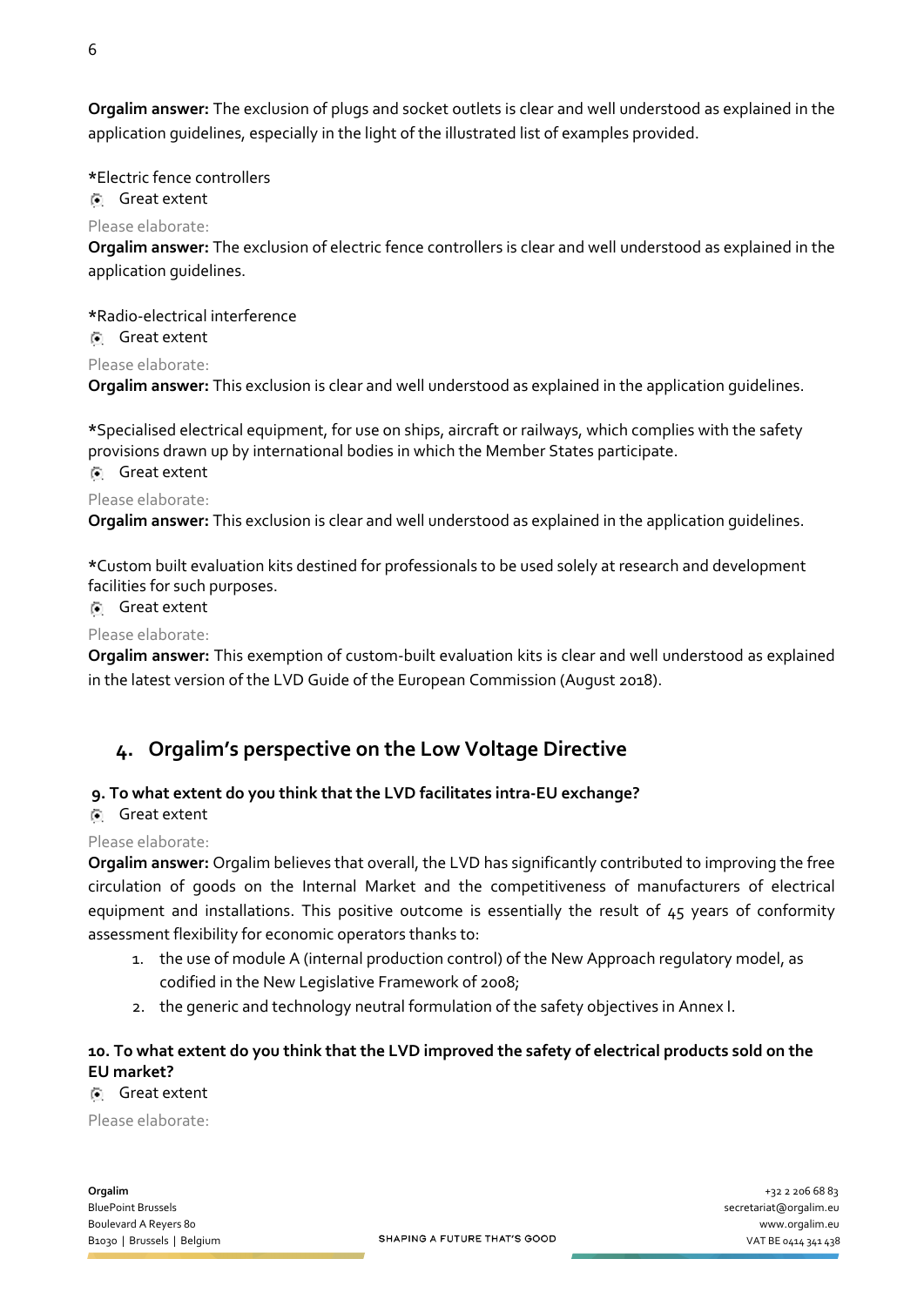**Orgalim answer:** The exclusion of plugs and socket outlets is clear and well understood as explained in the application guidelines, especially in the light of the illustrated list of examples provided.

*Electric fence controllers

◉ Great extent

Please elaborate:

**Orgalim answer:** The exclusion of electric fence controllers is clear and well understood as explained in the application guidelines.

*Radio-electrical interference

◉ Great extent

Please elaborate:

**Orgalim answer:** This exclusion is clear and well understood as explained in the application guidelines.

*Specialised electrical equipment, for use on ships, aircraft or railways, which complies with the safety provisions drawn up by international bodies in which the Member States participate.

◉ Great extent

Please elaborate:

**Orgalim answer:** This exclusion is clear and well understood as explained in the application guidelines.

*Custom built evaluation kits destined for professionals to be used solely at research and development facilities for such purposes.

◉ Great extent

Please elaborate:

**Orgalim answer:** This exemption of custom-built evaluation kits is clear and well understood as explained in the latest version of the LVD Guide of the European Commission (August 2018).

## 4. Orgalim's perspective on the Low Voltage Directive

### 9. To what extent do you think that the LVD facilitates intra-EU exchange?

◉ Great extent

Please elaborate:

**Orgalim answer:** Orgalim believes that overall, the LVD has significantly contributed to improving the free circulation of goods on the Internal Market and the competitiveness of manufacturers of electrical equipment and installations. This positive outcome is essentially the result of 45 years of conformity assessment flexibility for economic operators thanks to:

1. the use of module A (internal production control) of the New Approach regulatory model, as codified in the New Legislative Framework of 2008;
2. the generic and technology neutral formulation of the safety objectives in Annex I.

### 10. To what extent do you think that the LVD improved the safety of electrical products sold on the EU market?

◉ Great extent

Please elaborate: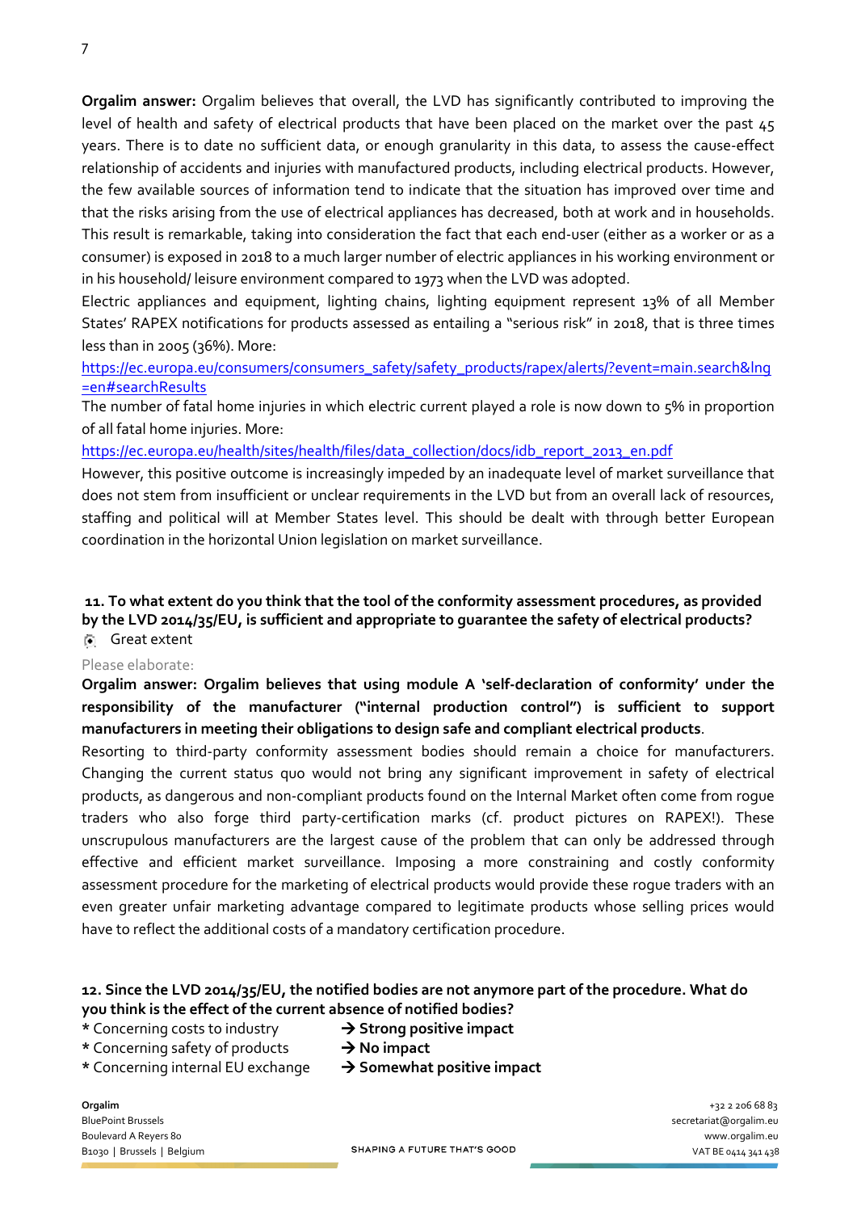**Orgalim answer:** Orgalim believes that overall, the LVD has significantly contributed to improving the level of health and safety of electrical products that have been placed on the market over the past 45 years. There is to date no sufficient data, or enough granularity in this data, to assess the cause-effect relationship of accidents and injuries with manufactured products, including electrical products. However, the few available sources of information tend to indicate that the situation has improved over time and that the risks arising from the use of electrical appliances has decreased, both at work and in households. This result is remarkable, taking into consideration the fact that each end-user (either as a worker or as a consumer) is exposed in 2018 to a much larger number of electric appliances in his working environment or in his household/ leisure environment compared to 1973 when the LVD was adopted.

Electric appliances and equipment, lighting chains, lighting equipment represent 13% of all Member States' RAPEX notifications for products assessed as entailing a "serious risk" in 2018, that is three times less than in 2005 (36%). More:

https://ec.europa.eu/consumers/consumers_safety/safety_products/rapex/alerts/?event=main.search&lng=en#searchResults

The number of fatal home injuries in which electric current played a role is now down to 5% in proportion of all fatal home injuries. More:

https://ec.europa.eu/health/sites/health/files/data_collection/docs/idb_report_2013_en.pdf

However, this positive outcome is increasingly impeded by an inadequate level of market surveillance that does not stem from insufficient or unclear requirements in the LVD but from an overall lack of resources, staffing and political will at Member States level. This should be dealt with through better European coordination in the horizontal Union legislation on market surveillance.

**11. To what extent do you think that the tool of the conformity assessment procedures, as provided by the LVD 2014/35/EU, is sufficient and appropriate to guarantee the safety of electrical products?**

(•) Great extent

Please elaborate:

**Orgalim answer: Orgalim believes that using module A 'self-declaration of conformity' under the responsibility of the manufacturer ("internal production control") is sufficient to support manufacturers in meeting their obligations to design safe and compliant electrical products**.

Resorting to third-party conformity assessment bodies should remain a choice for manufacturers. Changing the current status quo would not bring any significant improvement in safety of electrical products, as dangerous and non-compliant products found on the Internal Market often come from rogue traders who also forge third party-certification marks (cf. product pictures on RAPEX!). These unscrupulous manufacturers are the largest cause of the problem that can only be addressed through effective and efficient market surveillance. Imposing a more constraining and costly conformity assessment procedure for the marketing of electrical products would provide these rogue traders with an even greater unfair marketing advantage compared to legitimate products whose selling prices would have to reflect the additional costs of a mandatory certification procedure.

**12. Since the LVD 2014/35/EU, the notified bodies are not anymore part of the procedure. What do you think is the effect of the current absence of notified bodies?**

* Concerning costs to industry → **Strong positive impact**
* Concerning safety of products → **No impact**
* Concerning internal EU exchange → **Somewhat positive impact**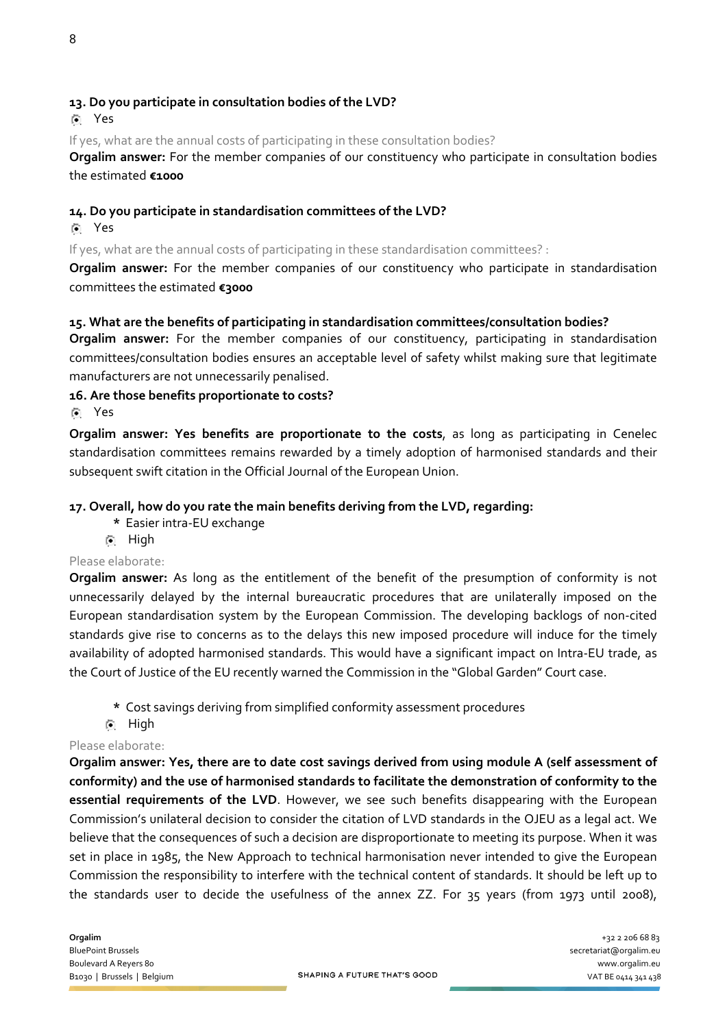**13. Do you participate in consultation bodies of the LVD?**

◉ Yes

If yes, what are the annual costs of participating in these consultation bodies?

**Orgalim answer:** For the member companies of our constituency who participate in consultation bodies the estimated **€1000**

**14. Do you participate in standardisation committees of the LVD?**

◉ Yes

If yes, what are the annual costs of participating in these standardisation committees? :

**Orgalim answer:** For the member companies of our constituency who participate in standardisation committees the estimated **€3000**

**15. What are the benefits of participating in standardisation committees/consultation bodies?**

**Orgalim answer:** For the member companies of our constituency, participating in standardisation committees/consultation bodies ensures an acceptable level of safety whilst making sure that legitimate manufacturers are not unnecessarily penalised.

**16. Are those benefits proportionate to costs?**

◉ Yes

**Orgalim answer: Yes benefits are proportionate to the costs**, as long as participating in Cenelec standardisation committees remains rewarded by a timely adoption of harmonised standards and their subsequent swift citation in the Official Journal of the European Union.

**17. Overall, how do you rate the main benefits deriving from the LVD, regarding:**

\* Easier intra-EU exchange

◉ High

Please elaborate:

**Orgalim answer:** As long as the entitlement of the benefit of the presumption of conformity is not unnecessarily delayed by the internal bureaucratic procedures that are unilaterally imposed on the European standardisation system by the European Commission. The developing backlogs of non-cited standards give rise to concerns as to the delays this new imposed procedure will induce for the timely availability of adopted harmonised standards. This would have a significant impact on Intra-EU trade, as the Court of Justice of the EU recently warned the Commission in the "Global Garden" Court case.

\* Cost savings deriving from simplified conformity assessment procedures

◉ High

Please elaborate:

**Orgalim answer: Yes, there are to date cost savings derived from using module A (self assessment of conformity) and the use of harmonised standards to facilitate the demonstration of conformity to the essential requirements of the LVD**. However, we see such benefits disappearing with the European Commission's unilateral decision to consider the citation of LVD standards in the OJEU as a legal act. We believe that the consequences of such a decision are disproportionate to meeting its purpose. When it was set in place in 1985, the New Approach to technical harmonisation never intended to give the European Commission the responsibility to interfere with the technical content of standards. It should be left up to the standards user to decide the usefulness of the annex ZZ. For 35 years (from 1973 until 2008),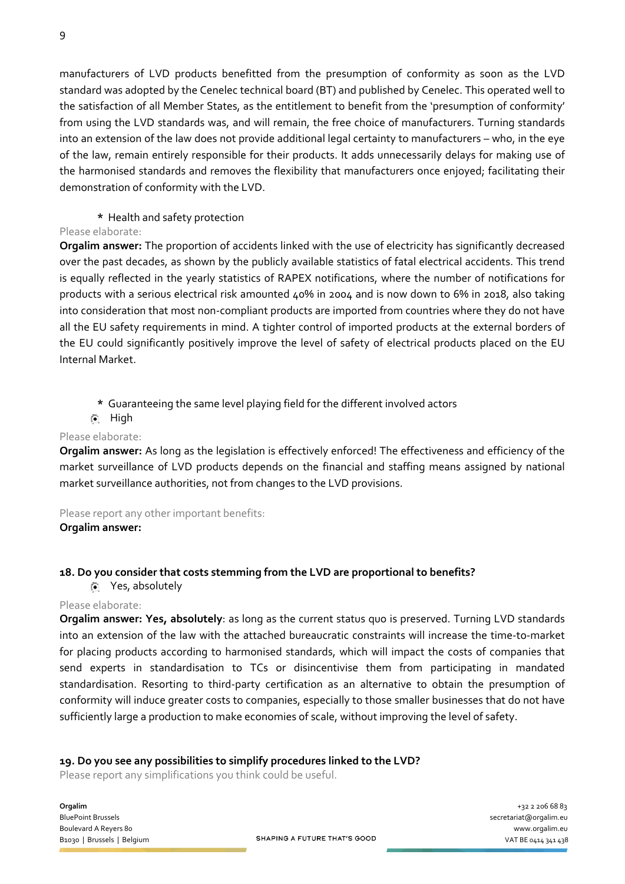manufacturers of LVD products benefitted from the presumption of conformity as soon as the LVD standard was adopted by the Cenelec technical board (BT) and published by Cenelec. This operated well to the satisfaction of all Member States, as the entitlement to benefit from the 'presumption of conformity' from using the LVD standards was, and will remain, the free choice of manufacturers. Turning standards into an extension of the law does not provide additional legal certainty to manufacturers – who, in the eye of the law, remain entirely responsible for their products. It adds unnecessarily delays for making use of the harmonised standards and removes the flexibility that manufacturers once enjoyed; facilitating their demonstration of conformity with the LVD.

\* Health and safety protection

Please elaborate:

**Orgalim answer:** The proportion of accidents linked with the use of electricity has significantly decreased over the past decades, as shown by the publicly available statistics of fatal electrical accidents. This trend is equally reflected in the yearly statistics of RAPEX notifications, where the number of notifications for products with a serious electrical risk amounted 40% in 2004 and is now down to 6% in 2018, also taking into consideration that most non-compliant products are imported from countries where they do not have all the EU safety requirements in mind. A tighter control of imported products at the external borders of the EU could significantly positively improve the level of safety of electrical products placed on the EU Internal Market.

\* Guaranteeing the same level playing field for the different involved actors

- [x] High

Please elaborate:

**Orgalim answer:** As long as the legislation is effectively enforced! The effectiveness and efficiency of the market surveillance of LVD products depends on the financial and staffing means assigned by national market surveillance authorities, not from changes to the LVD provisions.

Please report any other important benefits:

**Orgalim answer:**

**18. Do you consider that costs stemming from the LVD are proportional to benefits?**

- [x] Yes, absolutely

Please elaborate:

**Orgalim answer: Yes, absolutely**: as long as the current status quo is preserved. Turning LVD standards into an extension of the law with the attached bureaucratic constraints will increase the time-to-market for placing products according to harmonised standards, which will impact the costs of companies that send experts in standardisation to TCs or disincentivise them from participating in mandated standardisation. Resorting to third-party certification as an alternative to obtain the presumption of conformity will induce greater costs to companies, especially to those smaller businesses that do not have sufficiently large a production to make economies of scale, without improving the level of safety.

**19. Do you see any possibilities to simplify procedures linked to the LVD?**

Please report any simplifications you think could be useful.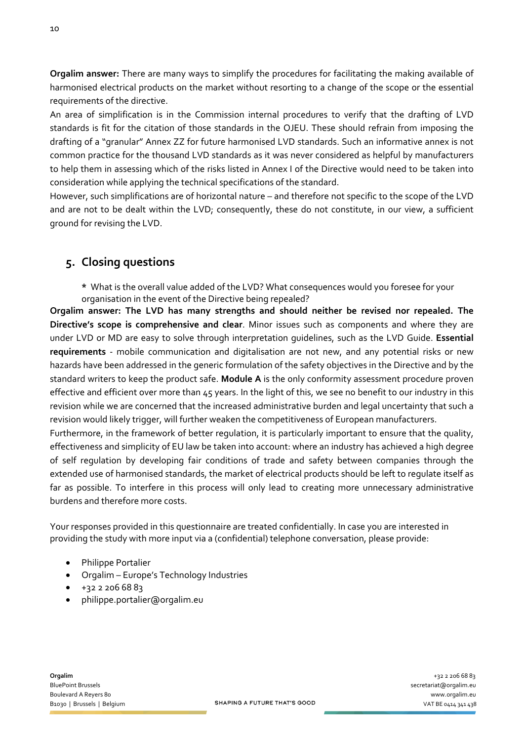**Orgalim answer:** There are many ways to simplify the procedures for facilitating the making available of harmonised electrical products on the market without resorting to a change of the scope or the essential requirements of the directive.

An area of simplification is in the Commission internal procedures to verify that the drafting of LVD standards is fit for the citation of those standards in the OJEU. These should refrain from imposing the drafting of a "granular" Annex ZZ for future harmonised LVD standards. Such an informative annex is not common practice for the thousand LVD standards as it was never considered as helpful by manufacturers to help them in assessing which of the risks listed in Annex I of the Directive would need to be taken into consideration while applying the technical specifications of the standard.

However, such simplifications are of horizontal nature – and therefore not specific to the scope of the LVD and are not to be dealt within the LVD; consequently, these do not constitute, in our view, a sufficient ground for revising the LVD.

## 5. Closing questions

\* What is the overall value added of the LVD? What consequences would you foresee for your organisation in the event of the Directive being repealed?

**Orgalim answer: The LVD has many strengths and should neither be revised nor repealed. The Directive's scope is comprehensive and clear**. Minor issues such as components and where they are under LVD or MD are easy to solve through interpretation guidelines, such as the LVD Guide. **Essential requirements** - mobile communication and digitalisation are not new, and any potential risks or new hazards have been addressed in the generic formulation of the safety objectives in the Directive and by the standard writers to keep the product safe. **Module A** is the only conformity assessment procedure proven effective and efficient over more than 45 years. In the light of this, we see no benefit to our industry in this revision while we are concerned that the increased administrative burden and legal uncertainty that such a revision would likely trigger, will further weaken the competitiveness of European manufacturers.

Furthermore, in the framework of better regulation, it is particularly important to ensure that the quality, effectiveness and simplicity of EU law be taken into account: where an industry has achieved a high degree of self regulation by developing fair conditions of trade and safety between companies through the extended use of harmonised standards, the market of electrical products should be left to regulate itself as far as possible. To interfere in this process will only lead to creating more unnecessary administrative burdens and therefore more costs.

Your responses provided in this questionnaire are treated confidentially. In case you are interested in providing the study with more input via a (confidential) telephone conversation, please provide:

- Philippe Portalier
- Orgalim – Europe's Technology Industries
- +32 2 206 68 83
- philippe.portalier@orgalim.eu